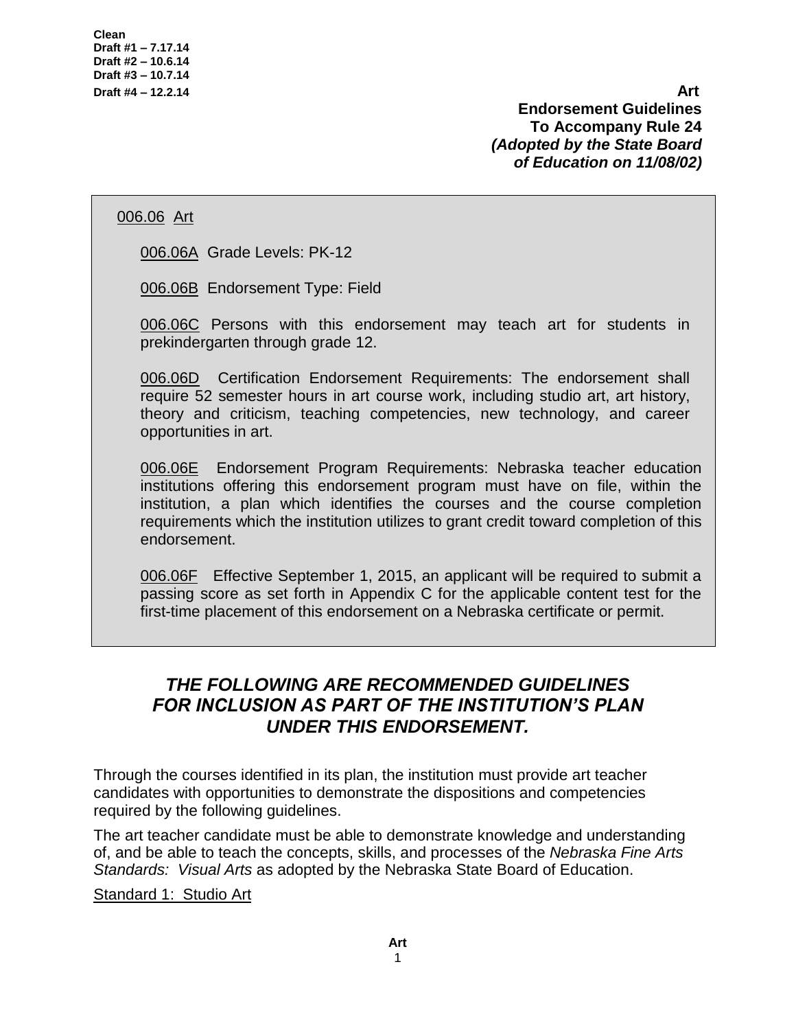**Clean**
**Draft #1 – 7.17.14**
**Draft #2 – 10.6.14**
**Draft #3 – 10.7.14**
**Draft #4 – 12.2.14**

**Art**
**Endorsement Guidelines**
**To Accompany Rule 24**
***(Adopted by the State Board of Education on 11/08/02)***

006.06 Art

006.06A Grade Levels: PK-12

006.06B Endorsement Type: Field

006.06C Persons with this endorsement may teach art for students in prekindergarten through grade 12.

006.06D Certification Endorsement Requirements: The endorsement shall require 52 semester hours in art course work, including studio art, art history, theory and criticism, teaching competencies, new technology, and career opportunities in art.

006.06E Endorsement Program Requirements: Nebraska teacher education institutions offering this endorsement program must have on file, within the institution, a plan which identifies the courses and the course completion requirements which the institution utilizes to grant credit toward completion of this endorsement.

006.06F Effective September 1, 2015, an applicant will be required to submit a passing score as set forth in Appendix C for the applicable content test for the first-time placement of this endorsement on a Nebraska certificate or permit.

## *THE FOLLOWING ARE RECOMMENDED GUIDELINES FOR INCLUSION AS PART OF THE INSTITUTION'S PLAN UNDER THIS ENDORSEMENT.*

Through the courses identified in its plan, the institution must provide art teacher candidates with opportunities to demonstrate the dispositions and competencies required by the following guidelines.

The art teacher candidate must be able to demonstrate knowledge and understanding of, and be able to teach the concepts, skills, and processes of the *Nebraska Fine Arts Standards: Visual Arts* as adopted by the Nebraska State Board of Education.

Standard 1: Studio Art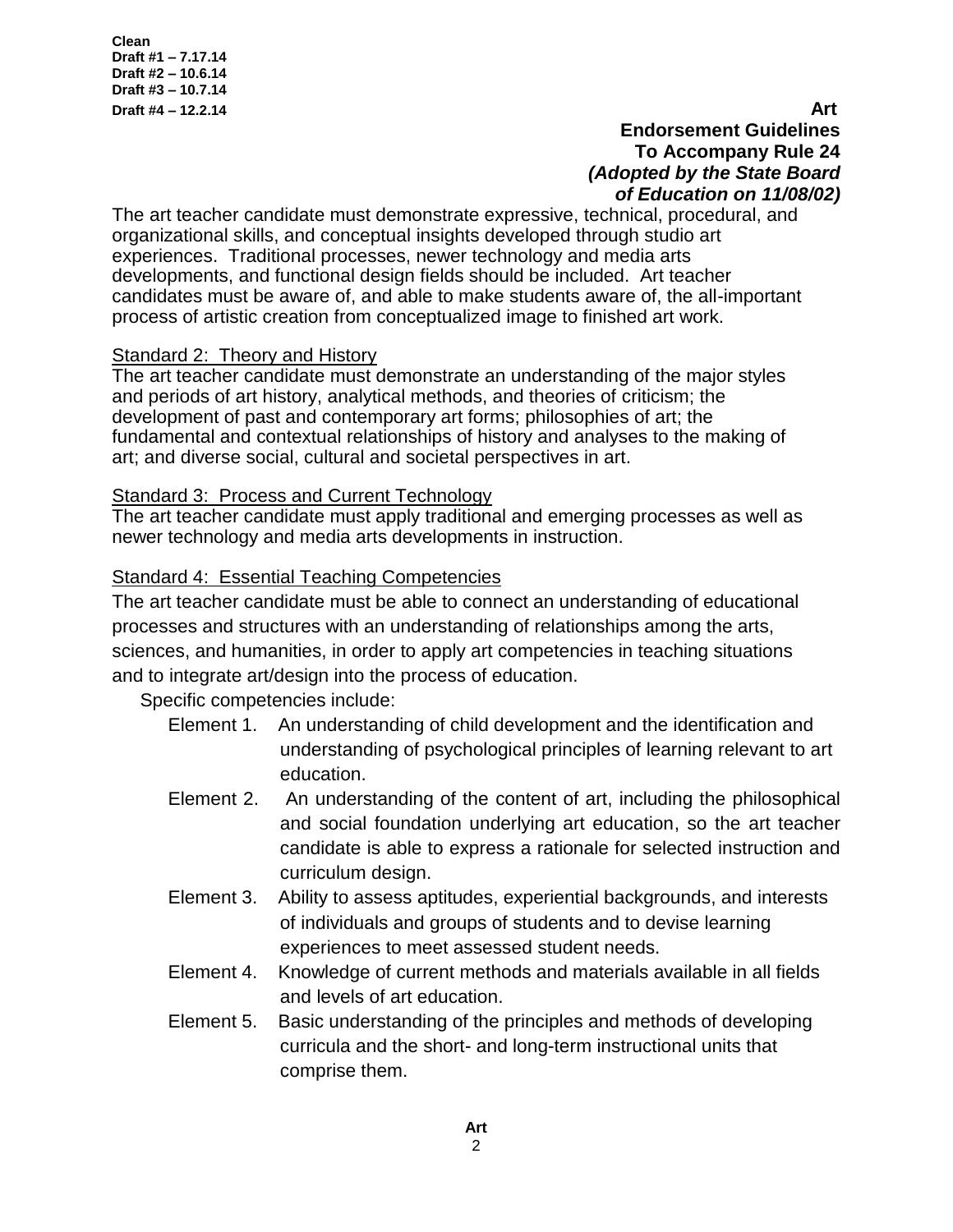The art teacher candidate must demonstrate expressive, technical, procedural, and organizational skills, and conceptual insights developed through studio art experiences. Traditional processes, newer technology and media arts developments, and functional design fields should be included. Art teacher candidates must be aware of, and able to make students aware of, the all-important process of artistic creation from conceptualized image to finished art work.

Standard 2: Theory and History

The art teacher candidate must demonstrate an understanding of the major styles and periods of art history, analytical methods, and theories of criticism; the development of past and contemporary art forms; philosophies of art; the fundamental and contextual relationships of history and analyses to the making of art; and diverse social, cultural and societal perspectives in art.

Standard 3: Process and Current Technology

The art teacher candidate must apply traditional and emerging processes as well as newer technology and media arts developments in instruction.

Standard 4: Essential Teaching Competencies

The art teacher candidate must be able to connect an understanding of educational processes and structures with an understanding of relationships among the arts, sciences, and humanities, in order to apply art competencies in teaching situations and to integrate art/design into the process of education.

Specific competencies include:

- Element 1. An understanding of child development and the identification and understanding of psychological principles of learning relevant to art education.
- Element 2. An understanding of the content of art, including the philosophical and social foundation underlying art education, so the art teacher candidate is able to express a rationale for selected instruction and curriculum design.
- Element 3. Ability to assess aptitudes, experiential backgrounds, and interests of individuals and groups of students and to devise learning experiences to meet assessed student needs.
- Element 4. Knowledge of current methods and materials available in all fields and levels of art education.
- Element 5. Basic understanding of the principles and methods of developing curricula and the short- and long-term instructional units that comprise them.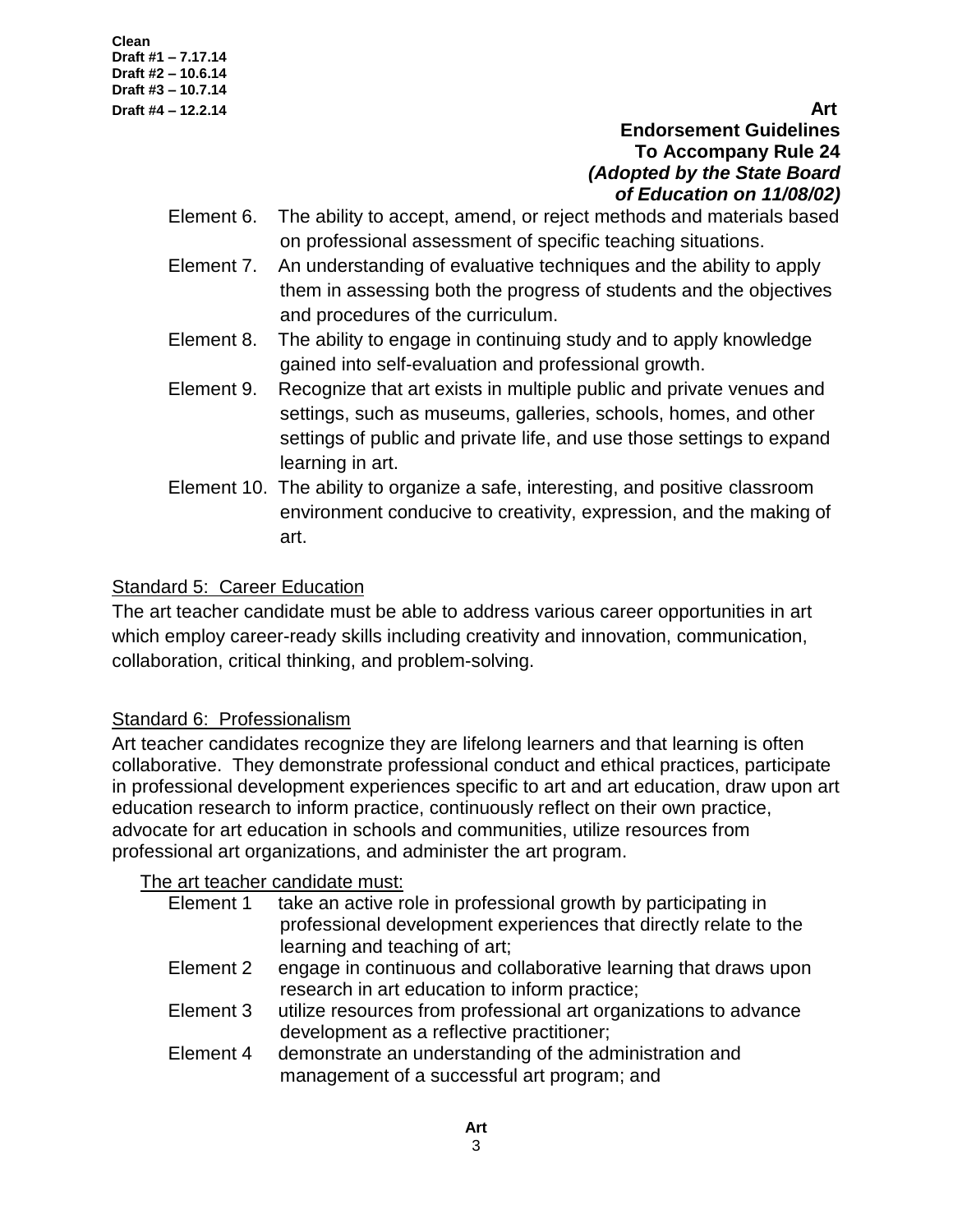Element 6. The ability to accept, amend, or reject methods and materials based on professional assessment of specific teaching situations.

Element 7. An understanding of evaluative techniques and the ability to apply them in assessing both the progress of students and the objectives and procedures of the curriculum.

Element 8. The ability to engage in continuing study and to apply knowledge gained into self-evaluation and professional growth.

Element 9. Recognize that art exists in multiple public and private venues and settings, such as museums, galleries, schools, homes, and other settings of public and private life, and use those settings to expand learning in art.

Element 10. The ability to organize a safe, interesting, and positive classroom environment conducive to creativity, expression, and the making of art.

Standard 5: Career Education

The art teacher candidate must be able to address various career opportunities in art which employ career-ready skills including creativity and innovation, communication, collaboration, critical thinking, and problem-solving.

Standard 6: Professionalism

Art teacher candidates recognize they are lifelong learners and that learning is often collaborative. They demonstrate professional conduct and ethical practices, participate in professional development experiences specific to art and art education, draw upon art education research to inform practice, continuously reflect on their own practice, advocate for art education in schools and communities, utilize resources from professional art organizations, and administer the art program.

The art teacher candidate must:

Element 1 take an active role in professional growth by participating in professional development experiences that directly relate to the learning and teaching of art;

Element 2 engage in continuous and collaborative learning that draws upon research in art education to inform practice;

Element 3 utilize resources from professional art organizations to advance development as a reflective practitioner;

Element 4 demonstrate an understanding of the administration and management of a successful art program; and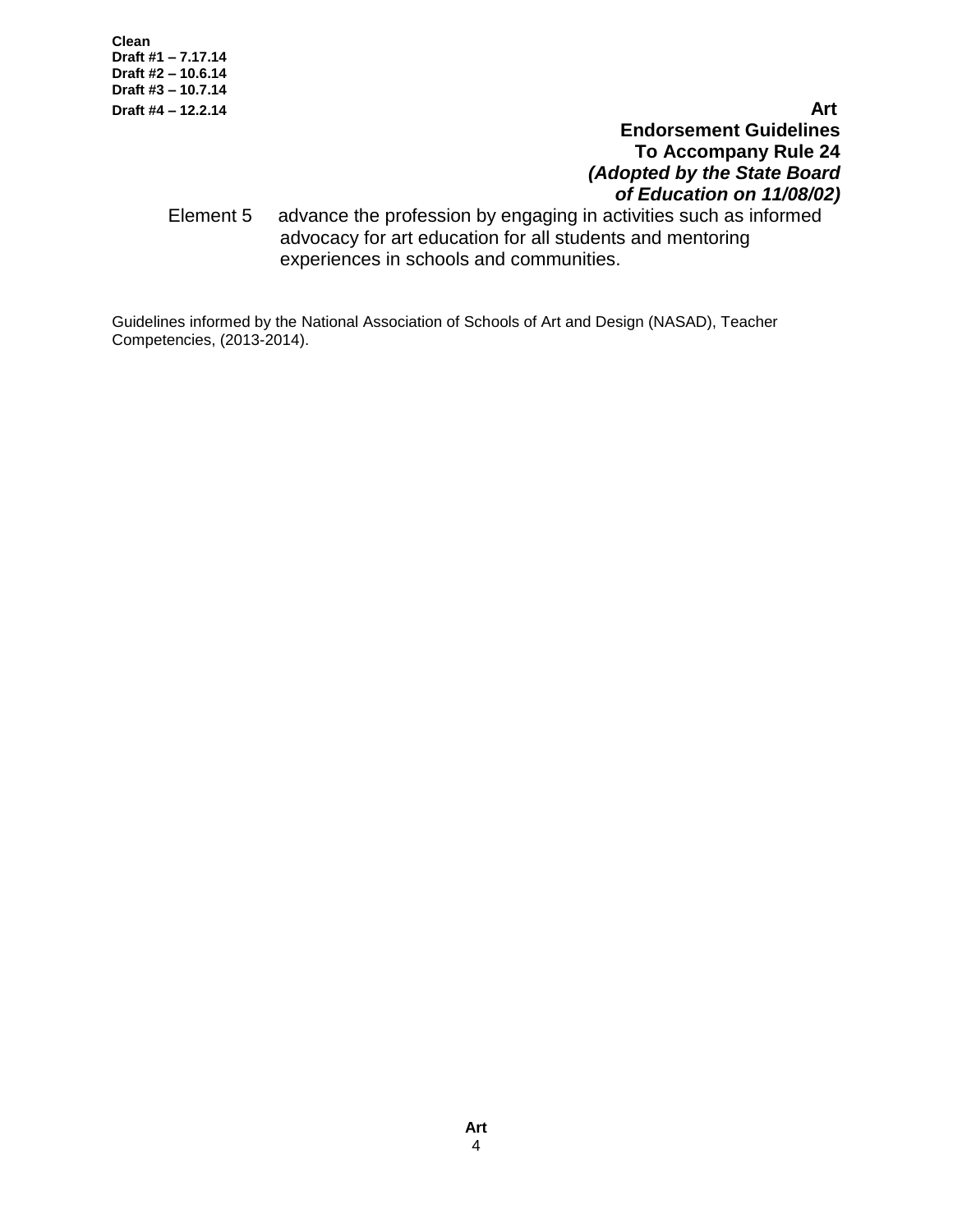Element 5 advance the profession by engaging in activities such as informed advocacy for art education for all students and mentoring experiences in schools and communities.

Guidelines informed by the National Association of Schools of Art and Design (NASAD), Teacher Competencies, (2013-2014).